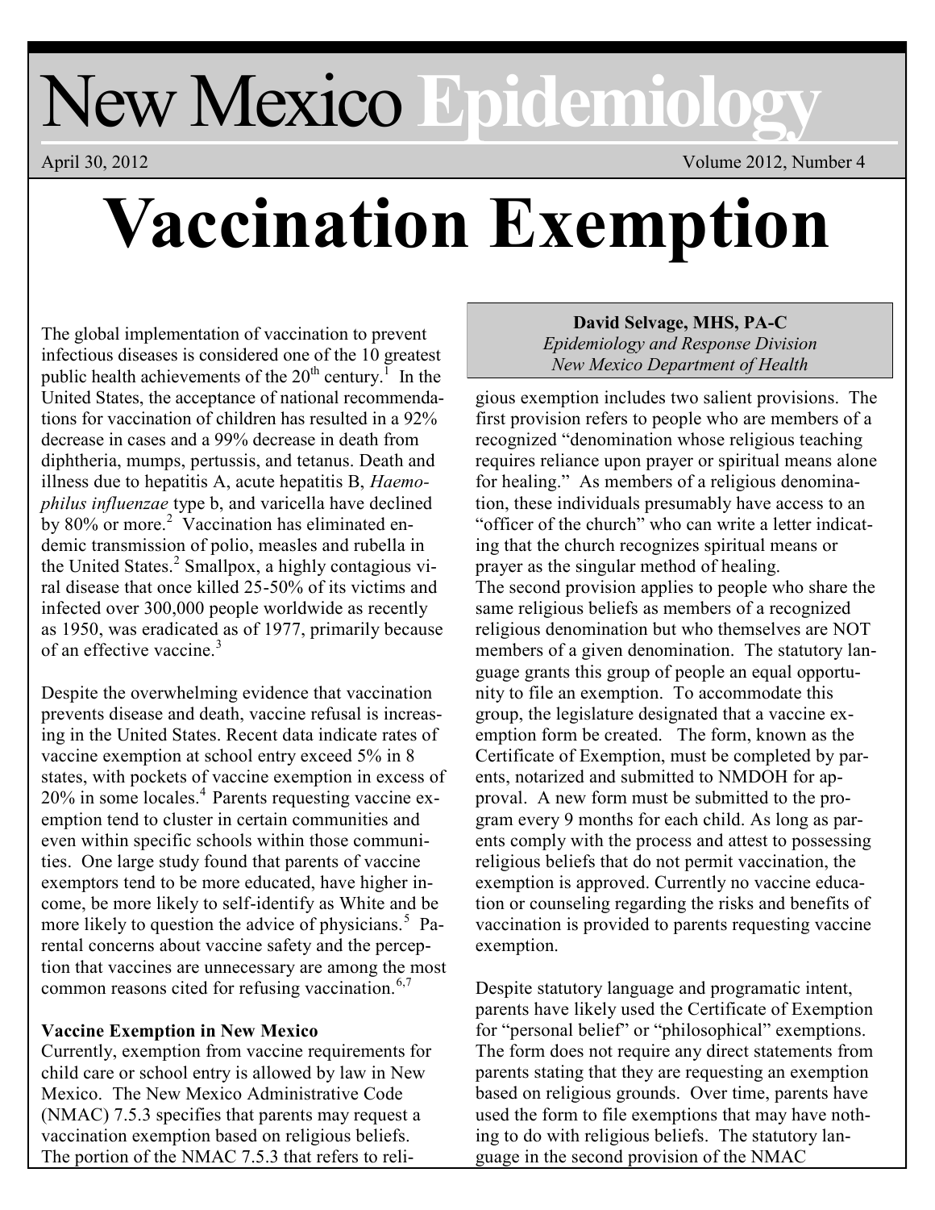# New Mexico Epidemiology

April 30, 2012 Volume 2012, Number 4

# Vaccination Exemption

**David Selvage, MHS, PA-C**
*Epidemiology and Response Division*
*New Mexico Department of Health*

The global implementation of vaccination to prevent infectious diseases is considered one of the 10 greatest public health achievements of the 20th century.[1] In the United States, the acceptance of national recommendations for vaccination of children has resulted in a 92% decrease in cases and a 99% decrease in death from diphtheria, mumps, pertussis, and tetanus. Death and illness due to hepatitis A, acute hepatitis B, *Haemophilus influenzae* type b, and varicella have declined by 80% or more.[2] Vaccination has eliminated endemic transmission of polio, measles and rubella in the United States.[2] Smallpox, a highly contagious viral disease that once killed 25-50% of its victims and infected over 300,000 people worldwide as recently as 1950, was eradicated as of 1977, primarily because of an effective vaccine.[3]

Despite the overwhelming evidence that vaccination prevents disease and death, vaccine refusal is increasing in the United States. Recent data indicate rates of vaccine exemption at school entry exceed 5% in 8 states, with pockets of vaccine exemption in excess of 20% in some locales.[4] Parents requesting vaccine exemption tend to cluster in certain communities and even within specific schools within those communities. One large study found that parents of vaccine exemptors tend to be more educated, have higher income, be more likely to self-identify as White and be more likely to question the advice of physicians.[5] Parental concerns about vaccine safety and the perception that vaccines are unnecessary are among the most common reasons cited for refusing vaccination.[6,7]

**Vaccine Exemption in New Mexico**

Currently, exemption from vaccine requirements for child care or school entry is allowed by law in New Mexico. The New Mexico Administrative Code (NMAC) 7.5.3 specifies that parents may request a vaccination exemption based on religious beliefs. The portion of the NMAC 7.5.3 that refers to religious exemption includes two salient provisions. The first provision refers to people who are members of a recognized "denomination whose religious teaching requires reliance upon prayer or spiritual means alone for healing." As members of a religious denomination, these individuals presumably have access to an "officer of the church" who can write a letter indicating that the church recognizes spiritual means or prayer as the singular method of healing.

The second provision applies to people who share the same religious beliefs as members of a recognized religious denomination but who themselves are NOT members of a given denomination. The statutory language grants this group of people an equal opportunity to file an exemption. To accommodate this group, the legislature designated that a vaccine exemption form be created. The form, known as the Certificate of Exemption, must be completed by parents, notarized and submitted to NMDOH for approval. A new form must be submitted to the program every 9 months for each child. As long as parents comply with the process and attest to possessing religious beliefs that do not permit vaccination, the exemption is approved. Currently no vaccine education or counseling regarding the risks and benefits of vaccination is provided to parents requesting vaccine exemption.

Despite statutory language and programatic intent, parents have likely used the Certificate of Exemption for "personal belief" or "philosophical" exemptions. The form does not require any direct statements from parents stating that they are requesting an exemption based on religious grounds. Over time, parents have used the form to file exemptions that may have nothing to do with religious beliefs. The statutory language in the second provision of the NMAC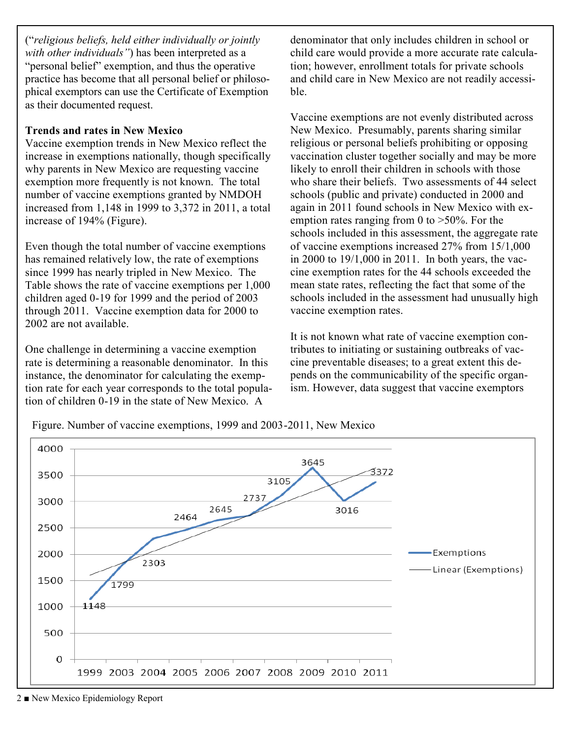("*religious beliefs, held either individually or jointly with other individuals"*) has been interpreted as a "personal belief" exemption, and thus the operative practice has become that all personal belief or philosophical exemptors can use the Certificate of Exemption as their documented request.

**Trends and rates in New Mexico**

Vaccine exemption trends in New Mexico reflect the increase in exemptions nationally, though specifically why parents in New Mexico are requesting vaccine exemption more frequently is not known. The total number of vaccine exemptions granted by NMDOH increased from 1,148 in 1999 to 3,372 in 2011, a total increase of 194% (Figure).

Even though the total number of vaccine exemptions has remained relatively low, the rate of exemptions since 1999 has nearly tripled in New Mexico. The Table shows the rate of vaccine exemptions per 1,000 children aged 0-19 for 1999 and the period of 2003 through 2011. Vaccine exemption data for 2000 to 2002 are not available.

One challenge in determining a vaccine exemption rate is determining a reasonable denominator. In this instance, the denominator for calculating the exemption rate for each year corresponds to the total population of children 0-19 in the state of New Mexico. A denominator that only includes children in school or child care would provide a more accurate rate calculation; however, enrollment totals for private schools and child care in New Mexico are not readily accessible.

Vaccine exemptions are not evenly distributed across New Mexico. Presumably, parents sharing similar religious or personal beliefs prohibiting or opposing vaccination cluster together socially and may be more likely to enroll their children in schools with those who share their beliefs. Two assessments of 44 select schools (public and private) conducted in 2000 and again in 2011 found schools in New Mexico with exemption rates ranging from 0 to >50%. For the schools included in this assessment, the aggregate rate of vaccine exemptions increased 27% from 15/1,000 in 2000 to 19/1,000 in 2011. In both years, the vaccine exemption rates for the 44 schools exceeded the mean state rates, reflecting the fact that some of the schools included in the assessment had unusually high vaccine exemption rates.

It is not known what rate of vaccine exemption contributes to initiating or sustaining outbreaks of vaccine preventable diseases; to a great extent this depends on the communicability of the specific organism. However, data suggest that vaccine exemptors

Figure. Number of vaccine exemptions, 1999 and 2003-2011, New Mexico

| Year | Exemptions |
|---|---|
| 1999 | 1148 |
| 2003 | 1799 |
| 2004 | 2303 |
| 2005 | 2464 |
| 2006 | 2645 |
| 2007 | 2737 |
| 2008 | 3105 |
| 2009 | 3645 |
| 2010 | 3016 |
| 2011 | 3372 |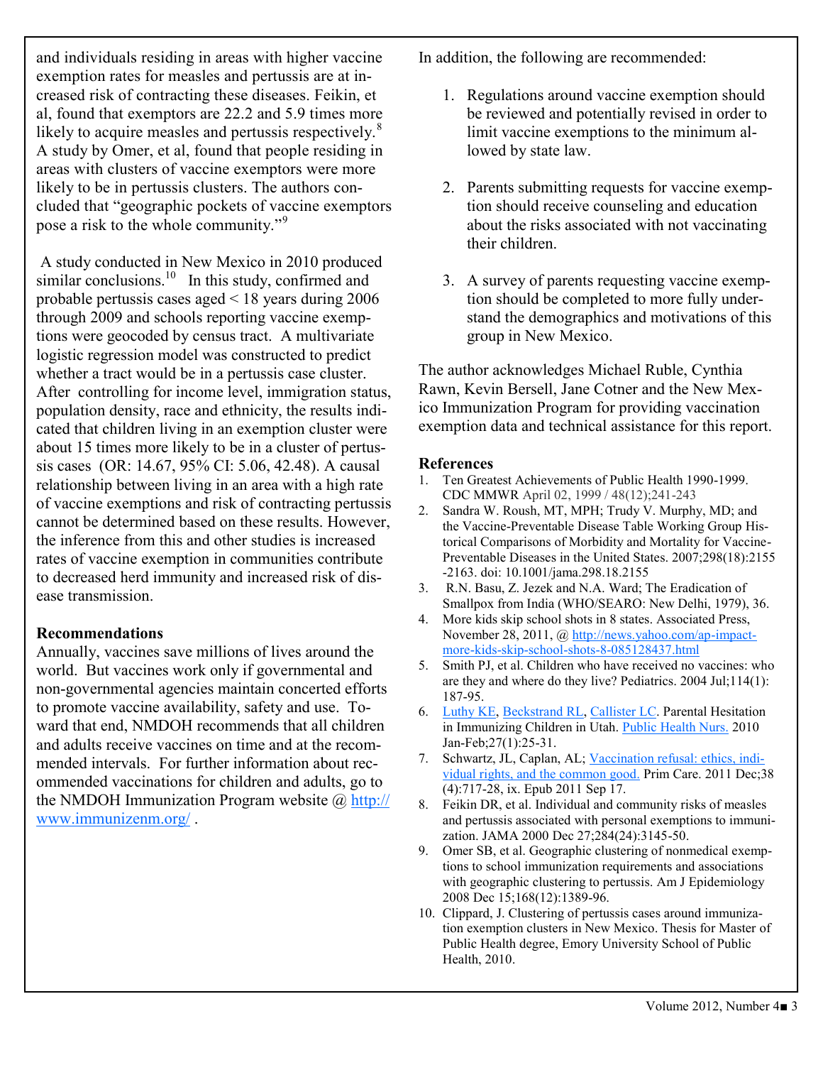and individuals residing in areas with higher vaccine exemption rates for measles and pertussis are at increased risk of contracting these diseases. Feikin, et al, found that exemptors are 22.2 and 5.9 times more likely to acquire measles and pertussis respectively.[8] A study by Omer, et al, found that people residing in areas with clusters of vaccine exemptors were more likely to be in pertussis clusters. The authors concluded that "geographic pockets of vaccine exemptors pose a risk to the whole community."[9]

A study conducted in New Mexico in 2010 produced similar conclusions.[10] In this study, confirmed and probable pertussis cases aged < 18 years during 2006 through 2009 and schools reporting vaccine exemptions were geocoded by census tract. A multivariate logistic regression model was constructed to predict whether a tract would be in a pertussis case cluster. After controlling for income level, immigration status, population density, race and ethnicity, the results indicated that children living in an exemption cluster were about 15 times more likely to be in a cluster of pertussis cases (OR: 14.67, 95% CI: 5.06, 42.48). A causal relationship between living in an area with a high rate of vaccine exemptions and risk of contracting pertussis cannot be determined based on these results. However, the inference from this and other studies is increased rates of vaccine exemption in communities contribute to decreased herd immunity and increased risk of disease transmission.

**Recommendations**

Annually, vaccines save millions of lives around the world. But vaccines work only if governmental and non-governmental agencies maintain concerted efforts to promote vaccine availability, safety and use. Toward that end, NMDOH recommends that all children and adults receive vaccines on time and at the recommended intervals. For further information about recommended vaccinations for children and adults, go to the NMDOH Immunization Program website @ http://www.immunizenm.org/ .

In addition, the following are recommended:

1. Regulations around vaccine exemption should be reviewed and potentially revised in order to limit vaccine exemptions to the minimum allowed by state law.

2. Parents submitting requests for vaccine exemption should receive counseling and education about the risks associated with not vaccinating their children.

3. A survey of parents requesting vaccine exemption should be completed to more fully understand the demographics and motivations of this group in New Mexico.

The author acknowledges Michael Ruble, Cynthia Rawn, Kevin Bersell, Jane Cotner and the New Mexico Immunization Program for providing vaccination exemption data and technical assistance for this report.

**References**

1. Ten Greatest Achievements of Public Health 1990-1999. CDC MMWR April 02, 1999 / 48(12);241-243
2. Sandra W. Roush, MT, MPH; Trudy V. Murphy, MD; and the Vaccine-Preventable Disease Table Working Group Historical Comparisons of Morbidity and Mortality for Vaccine-Preventable Diseases in the United States. 2007;298(18):2155-2163. doi: 10.1001/jama.298.18.2155
3. R.N. Basu, Z. Jezek and N.A. Ward; The Eradication of Smallpox from India (WHO/SEARO: New Delhi, 1979), 36.
4. More kids skip school shots in 8 states. Associated Press, November 28, 2011, @ http://news.yahoo.com/ap-impact-more-kids-skip-school-shots-8-085128437.html
5. Smith PJ, et al. Children who have received no vaccines: who are they and where do they live? Pediatrics. 2004 Jul;114(1):187-95.
6. Luthy KE, Beckstrand RL, Callister LC. Parental Hesitation in Immunizing Children in Utah. Public Health Nurs. 2010 Jan-Feb;27(1):25-31.
7. Schwartz, JL, Caplan, AL; Vaccination refusal: ethics, individual rights, and the common good. Prim Care. 2011 Dec;38(4):717-28, ix. Epub 2011 Sep 17.
8. Feikin DR, et al. Individual and community risks of measles and pertussis associated with personal exemptions to immunization. JAMA 2000 Dec 27;284(24):3145-50.
9. Omer SB, et al. Geographic clustering of nonmedical exemptions to school immunization requirements and associations with geographic clustering to pertussis. Am J Epidemiology 2008 Dec 15;168(12):1389-96.
10. Clippard, J. Clustering of pertussis cases around immunization exemption clusters in New Mexico. Thesis for Master of Public Health degree, Emory University School of Public Health, 2010.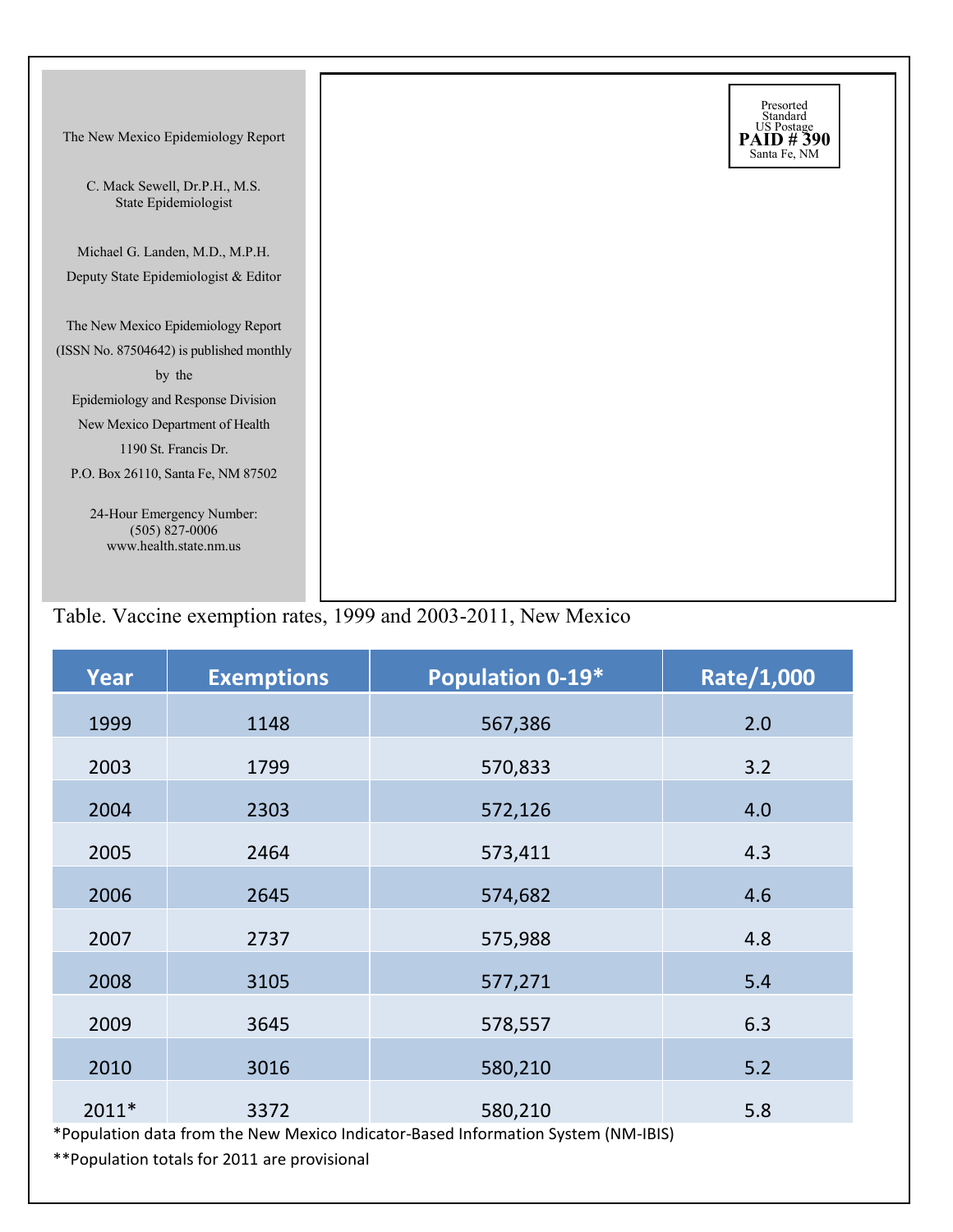The New Mexico Epidemiology Report

C. Mack Sewell, Dr.P.H., M.S.
State Epidemiologist

Michael G. Landen, M.D., M.P.H.
Deputy State Epidemiologist & Editor

The New Mexico Epidemiology Report (ISSN No. 87504642) is published monthly by the Epidemiology and Response Division
New Mexico Department of Health
1190 St. Francis Dr.
P.O. Box 26110, Santa Fe, NM 87502

24-Hour Emergency Number:
(505) 827-0006
www.health.state.nm.us

Presorted
Standard
US Postage
**PAID # 390**
Santa Fe, NM

Table. Vaccine exemption rates, 1999 and 2003-2011, New Mexico

| Year | Exemptions | Population 0-19* | Rate/1,000 |
|---|---|---|---|
| 1999 | 1148 | 567,386 | 2.0 |
| 2003 | 1799 | 570,833 | 3.2 |
| 2004 | 2303 | 572,126 | 4.0 |
| 2005 | 2464 | 573,411 | 4.3 |
| 2006 | 2645 | 574,682 | 4.6 |
| 2007 | 2737 | 575,988 | 4.8 |
| 2008 | 3105 | 577,271 | 5.4 |
| 2009 | 3645 | 578,557 | 6.3 |
| 2010 | 3016 | 580,210 | 5.2 |
| 2011* | 3372 | 580,210 | 5.8 |

*Population data from the New Mexico Indicator-Based Information System (NM-IBIS)

**Population totals for 2011 are provisional